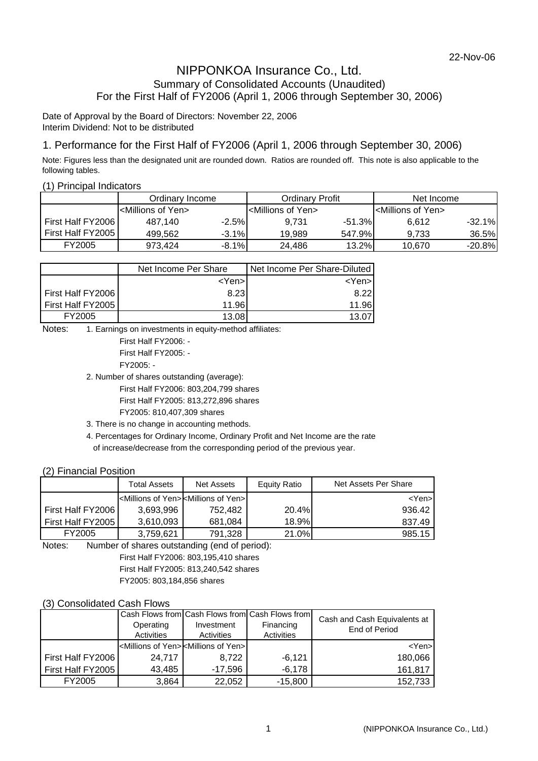22-Nov-06

# NIPPONKOA Insurance Co., Ltd.

## Summary of Consolidated Accounts (Unaudited)

## For the First Half of FY2006 (April 1, 2006 through September 30, 2006)

Date of Approval by the Board of Directors: November 22, 2006
Interim Dividend: Not to be distributed

## 1. Performance for the First Half of FY2006 (April 1, 2006 through September 30, 2006)

Note: Figures less than the designated unit are rounded down. Ratios are rounded off. This note is also applicable to the following tables.

### (1) Principal Indicators

| | Ordinary Income | | Ordinary Profit | | Net Income | |
|---|---|---|---|---|---|---|
| | <Millions of Yen> | | <Millions of Yen> | | <Millions of Yen> | |
| First Half FY2006 | 487,140 | -2.5% | 9,731 | -51.3% | 6,612 | -32.1% |
| First Half FY2005 | 499,562 | -3.1% | 19,989 | 547.9% | 9,733 | 36.5% |
| FY2005 | 973,424 | -8.1% | 24,486 | 13.2% | 10,670 | -20.8% |

| | Net Income Per Share | Net Income Per Share-Diluted |
|---|---|---|
| | <Yen> | <Yen> |
| First Half FY2006 | 8.23 | 8.22 |
| First Half FY2005 | 11.96 | 11.96 |
| FY2005 | 13.08 | 13.07 |

Notes:
1. Earnings on investments in equity-method affiliates:
   First Half FY2006: -
   First Half FY2005: -
   FY2005: -
2. Number of shares outstanding (average):
   First Half FY2006: 803,204,799 shares
   First Half FY2005: 813,272,896 shares
   FY2005: 810,407,309 shares
3. There is no change in accounting methods.
4. Percentages for Ordinary Income, Ordinary Profit and Net Income are the rate of increase/decrease from the corresponding period of the previous year.

### (2) Financial Position

| | Total Assets | Net Assets | Equity Ratio | Net Assets Per Share |
|---|---|---|---|---|
| | <Millions of Yen> | <Millions of Yen> | | <Yen> |
| First Half FY2006 | 3,693,996 | 752,482 | 20.4% | 936.42 |
| First Half FY2005 | 3,610,093 | 681,084 | 18.9% | 837.49 |
| FY2005 | 3,759,621 | 791,328 | 21.0% | 985.15 |

Notes: Number of shares outstanding (end of period):
First Half FY2006: 803,195,410 shares
First Half FY2005: 813,240,542 shares
FY2005: 803,184,856 shares

### (3) Consolidated Cash Flows

| | Cash Flows from Operating Activities | Cash Flows from Investment Activities | Cash Flows from Financing Activities | Cash and Cash Equivalents at End of Period |
|---|---|---|---|---|
| | <Millions of Yen> | <Millions of Yen> | | <Yen> |
| First Half FY2006 | 24,717 | 8,722 | -6,121 | 180,066 |
| First Half FY2005 | 43,485 | -17,596 | -6,178 | 161,817 |
| FY2005 | 3,864 | 22,052 | -15,800 | 152,733 |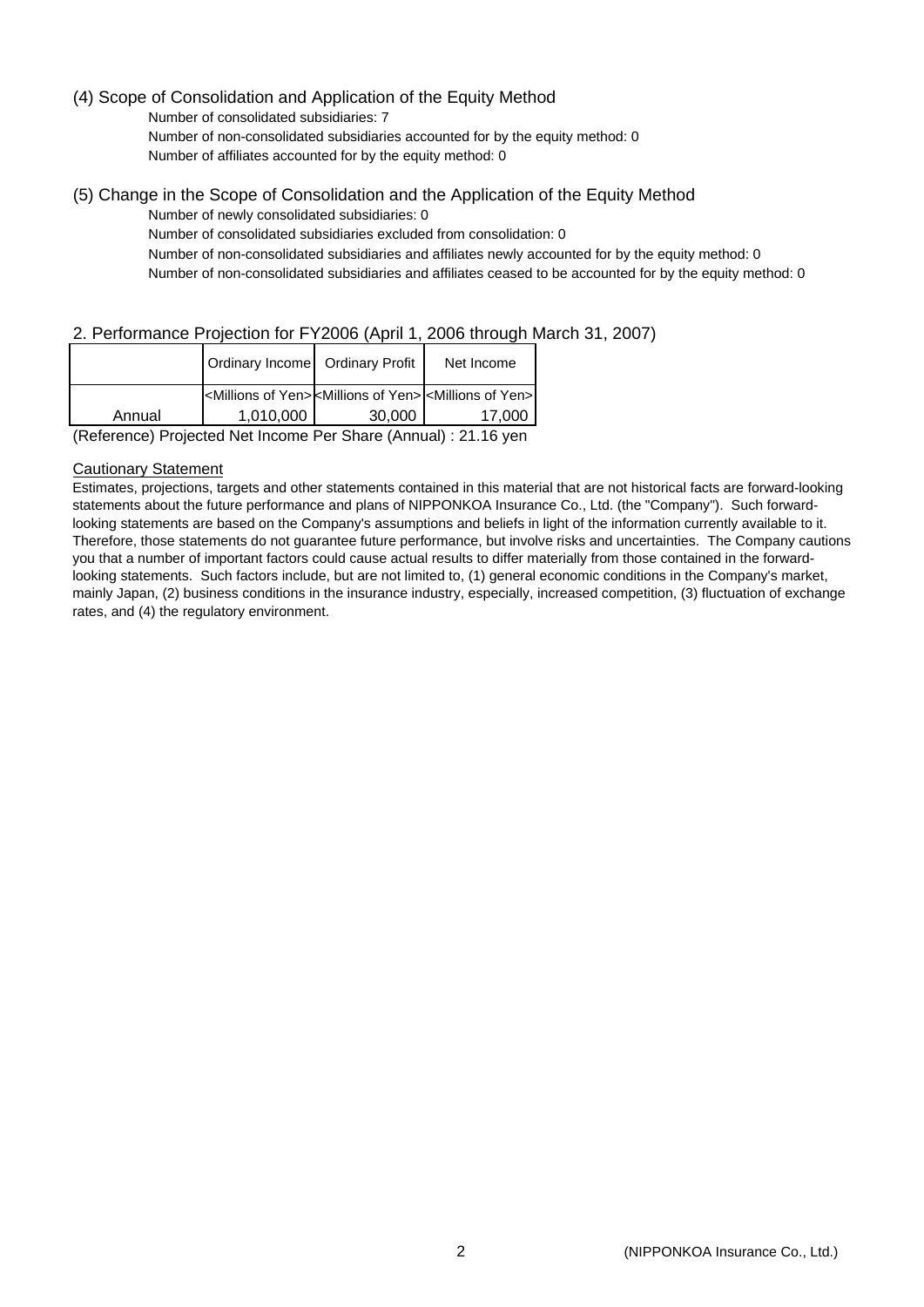### (4) Scope of Consolidation and Application of the Equity Method

Number of consolidated subsidiaries: 7

Number of non-consolidated subsidiaries accounted for by the equity method: 0

Number of affiliates accounted for by the equity method: 0

### (5) Change in the Scope of Consolidation and the Application of the Equity Method

Number of newly consolidated subsidiaries: 0

Number of consolidated subsidiaries excluded from consolidation: 0

Number of non-consolidated subsidiaries and affiliates newly accounted for by the equity method: 0

Number of non-consolidated subsidiaries and affiliates ceased to be accounted for by the equity method: 0

## 2. Performance Projection for FY2006 (April 1, 2006 through March 31, 2007)

| | Ordinary Income | Ordinary Profit | Net Income |
|---|---|---|---|
| | <Millions of Yen> | <Millions of Yen> | <Millions of Yen> |
| Annual | 1,010,000 | 30,000 | 17,000 |

(Reference) Projected Net Income Per Share (Annual) : 21.16 yen

Cautionary Statement

Estimates, projections, targets and other statements contained in this material that are not historical facts are forward-looking statements about the future performance and plans of NIPPONKOA Insurance Co., Ltd. (the "Company"). Such forward-looking statements are based on the Company's assumptions and beliefs in light of the information currently available to it. Therefore, those statements do not guarantee future performance, but involve risks and uncertainties. The Company cautions you that a number of important factors could cause actual results to differ materially from those contained in the forward-looking statements. Such factors include, but are not limited to, (1) general economic conditions in the Company's market, mainly Japan, (2) business conditions in the insurance industry, especially, increased competition, (3) fluctuation of exchange rates, and (4) the regulatory environment.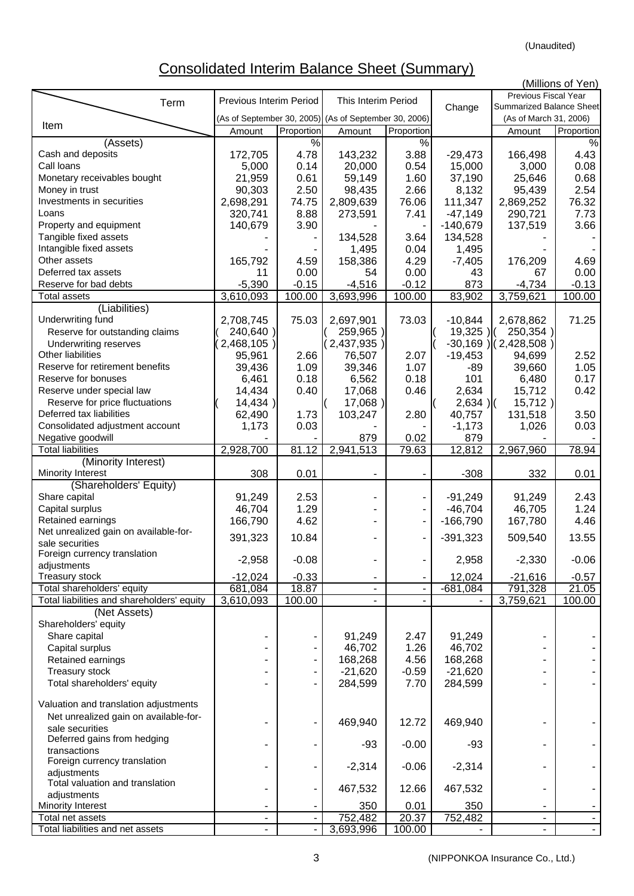(Unaudited)

# Consolidated Interim Balance Sheet (Summary)

(Millions of Yen)

| Item / Term | Previous Interim Period (As of September 30, 2005) | | This Interim Period (As of September 30, 2006) | | Change | Previous Fiscal Year Summarized Balance Sheet (As of March 31, 2006) | |
|---|---|---|---|---|---|---|---|
| | Amount | Proportion | Amount | Proportion | | Amount | Proportion |
| (Assets) | | % | | % | | | % |
| Cash and deposits | 172,705 | 4.78 | 143,232 | 3.88 | -29,473 | 166,498 | 4.43 |
| Call loans | 5,000 | 0.14 | 20,000 | 0.54 | 15,000 | 3,000 | 0.08 |
| Monetary receivables bought | 21,959 | 0.61 | 59,149 | 1.60 | 37,190 | 25,646 | 0.68 |
| Money in trust | 90,303 | 2.50 | 98,435 | 2.66 | 8,132 | 95,439 | 2.54 |
| Investments in securities | 2,698,291 | 74.75 | 2,809,639 | 76.06 | 111,347 | 2,869,252 | 76.32 |
| Loans | 320,741 | 8.88 | 273,591 | 7.41 | -47,149 | 290,721 | 7.73 |
| Property and equipment | 140,679 | 3.90 | - | - | -140,679 | 137,519 | 3.66 |
| Tangible fixed assets | - | - | 134,528 | 3.64 | 134,528 | - | - |
| Intangible fixed assets | - | - | 1,495 | 0.04 | 1,495 | - | - |
| Other assets | 165,792 | 4.59 | 158,386 | 4.29 | -7,405 | 176,209 | 4.69 |
| Deferred tax assets | 11 | 0.00 | 54 | 0.00 | 43 | 67 | 0.00 |
| Reserve for bad debts | -5,390 | -0.15 | -4,516 | -0.12 | 873 | -4,734 | -0.13 |
| Total assets | 3,610,093 | 100.00 | 3,693,996 | 100.00 | 83,902 | 3,759,621 | 100.00 |
| (Liabilities) | | | | | | | |
| Underwriting fund | 2,708,745 | 75.03 | 2,697,901 | 73.03 | -10,844 | 2,678,862 | 71.25 |
| Reserve for outstanding claims | ( 240,640 ) | | ( 259,965 ) | | ( 19,325 ) | ( 250,354 ) | |
| Underwriting reserves | ( 2,468,105 ) | | ( 2,437,935 ) | | ( -30,169 ) | ( 2,428,508 ) | |
| Other liabilities | 95,961 | 2.66 | 76,507 | 2.07 | -19,453 | 94,699 | 2.52 |
| Reserve for retirement benefits | 39,436 | 1.09 | 39,346 | 1.07 | -89 | 39,660 | 1.05 |
| Reserve for bonuses | 6,461 | 0.18 | 6,562 | 0.18 | 101 | 6,480 | 0.17 |
| Reserve under special law | 14,434 | 0.40 | 17,068 | 0.46 | 2,634 | 15,712 | 0.42 |
| Reserve for price fluctuations | ( 14,434 ) | | ( 17,068 ) | | ( 2,634 ) | ( 15,712 ) | |
| Deferred tax liabilities | 62,490 | 1.73 | 103,247 | 2.80 | 40,757 | 131,518 | 3.50 |
| Consolidated adjustment account | 1,173 | 0.03 | - | - | -1,173 | 1,026 | 0.03 |
| Negative goodwill | - | - | 879 | 0.02 | 879 | - | - |
| Total liabilities | 2,928,700 | 81.12 | 2,941,513 | 79.63 | 12,812 | 2,967,960 | 78.94 |
| (Minority Interest) | | | | | | | |
| Minority Interest | 308 | 0.01 | - | - | -308 | 332 | 0.01 |
| (Shareholders' Equity) | | | | | | | |
| Share capital | 91,249 | 2.53 | - | - | -91,249 | 91,249 | 2.43 |
| Capital surplus | 46,704 | 1.29 | - | - | -46,704 | 46,705 | 1.24 |
| Retained earnings | 166,790 | 4.62 | - | - | -166,790 | 167,780 | 4.46 |
| Net unrealized gain on available-for-sale securities | 391,323 | 10.84 | - | - | -391,323 | 509,540 | 13.55 |
| Foreign currency translation adjustments | -2,958 | -0.08 | - | - | 2,958 | -2,330 | -0.06 |
| Treasury stock | -12,024 | -0.33 | - | - | 12,024 | -21,616 | -0.57 |
| Total shareholders' equity | 681,084 | 18.87 | - | - | -681,084 | 791,328 | 21.05 |
| Total liabilities and shareholders' equity | 3,610,093 | 100.00 | - | - | - | 3,759,621 | 100.00 |
| (Net Assets) | | | | | | | |
| Shareholders' equity | | | | | | | |
| Share capital | - | - | 91,249 | 2.47 | 91,249 | - | - |
| Capital surplus | - | - | 46,702 | 1.26 | 46,702 | - | - |
| Retained earnings | - | - | 168,268 | 4.56 | 168,268 | - | - |
| Treasury stock | - | - | -21,620 | -0.59 | -21,620 | - | - |
| Total shareholders' equity | - | - | 284,599 | 7.70 | 284,599 | - | - |
| Valuation and translation adjustments | | | | | | | |
| Net unrealized gain on available-for-sale securities | - | - | 469,940 | 12.72 | 469,940 | - | - |
| Deferred gains from hedging transactions | - | - | -93 | -0.00 | -93 | - | - |
| Foreign currency translation adjustments | - | - | -2,314 | -0.06 | -2,314 | - | - |
| Total valuation and translation adjustments | - | - | 467,532 | 12.66 | 467,532 | - | - |
| Minority Interest | - | - | 350 | 0.01 | 350 | - | - |
| Total net assets | - | - | 752,482 | 20.37 | 752,482 | - | - |
| Total liabilities and net assets | - | - | 3,693,996 | 100.00 | - | - | - |

(NIPPONKOA Insurance Co., Ltd.)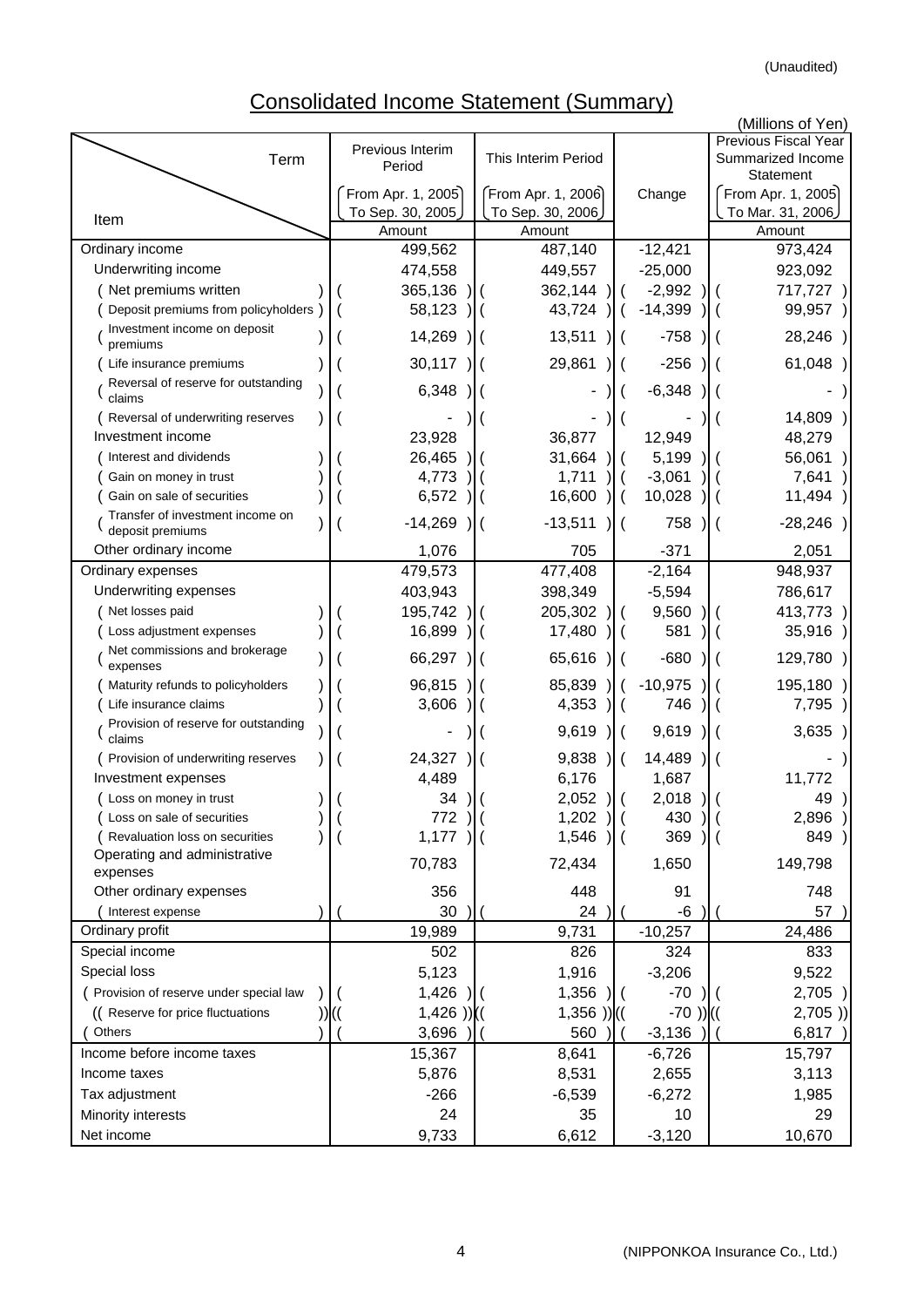(Unaudited)

# Consolidated Income Statement (Summary)

(Millions of Yen)

| Item | Previous Interim Period (From Apr. 1, 2005 To Sep. 30, 2005) Amount | This Interim Period (From Apr. 1, 2006 To Sep. 30, 2006) Amount | Change | Previous Fiscal Year Summarized Income Statement (From Apr. 1, 2005 To Mar. 31, 2006) Amount |
|---|---|---|---|---|
| Ordinary income | 499,562 | 487,140 | -12,421 | 973,424 |
| Underwriting income | 474,558 | 449,557 | -25,000 | 923,092 |
| (Net premiums written) | (365,136) | (362,144) | (-2,992) | (717,727) |
| (Deposit premiums from policyholders) | (58,123) | (43,724) | (-14,399) | (99,957) |
| (Investment income on deposit premiums) | (14,269) | (13,511) | (-758) | (28,246) |
| (Life insurance premiums) | (30,117) | (29,861) | (-256) | (61,048) |
| (Reversal of reserve for outstanding claims) | (6,348) | (-) | (-6,348) | (-) |
| (Reversal of underwriting reserves) | (-) | (-) | (-) | (14,809) |
| Investment income | 23,928 | 36,877 | 12,949 | 48,279 |
| (Interest and dividends) | (26,465) | (31,664) | (5,199) | (56,061) |
| (Gain on money in trust) | (4,773) | (1,711) | (-3,061) | (7,641) |
| (Gain on sale of securities) | (6,572) | (16,600) | (10,028) | (11,494) |
| (Transfer of investment income on deposit premiums) | (-14,269) | (-13,511) | (758) | (-28,246) |
| Other ordinary income | 1,076 | 705 | -371 | 2,051 |
| Ordinary expenses | 479,573 | 477,408 | -2,164 | 948,937 |
| Underwriting expenses | 403,943 | 398,349 | -5,594 | 786,617 |
| (Net losses paid) | (195,742) | (205,302) | (9,560) | (413,773) |
| (Loss adjustment expenses) | (16,899) | (17,480) | (581) | (35,916) |
| (Net commissions and brokerage expenses) | (66,297) | (65,616) | (-680) | (129,780) |
| (Maturity refunds to policyholders) | (96,815) | (85,839) | (-10,975) | (195,180) |
| (Life insurance claims) | (3,606) | (4,353) | (746) | (7,795) |
| (Provision of reserve for outstanding claims) | (-) | (9,619) | (9,619) | (3,635) |
| (Provision of underwriting reserves) | (24,327) | (9,838) | (14,489) | (-) |
| Investment expenses | 4,489 | 6,176 | 1,687 | 11,772 |
| (Loss on money in trust) | (34) | (2,052) | (2,018) | (49) |
| (Loss on sale of securities) | (772) | (1,202) | (430) | (2,896) |
| (Revaluation loss on securities) | (1,177) | (1,546) | (369) | (849) |
| Operating and administrative expenses | 70,783 | 72,434 | 1,650 | 149,798 |
| Other ordinary expenses | 356 | 448 | 91 | 748 |
| (Interest expense) | (30) | (24) | (-6) | (57) |
| Ordinary profit | 19,989 | 9,731 | -10,257 | 24,486 |
| Special income | 502 | 826 | 324 | 833 |
| Special loss | 5,123 | 1,916 | -3,206 | 9,522 |
| (Provision of reserve under special law) | (1,426) | (1,356) | (-70) | (2,705) |
| ((Reserve for price fluctuations)) | ((1,426)) | ((1,356)) | ((-70)) | ((2,705)) |
| (Others) | (3,696) | (560) | (-3,136) | (6,817) |
| Income before income taxes | 15,367 | 8,641 | -6,726 | 15,797 |
| Income taxes | 5,876 | 8,531 | 2,655 | 3,113 |
| Tax adjustment | -266 | -6,539 | -6,272 | 1,985 |
| Minority interests | 24 | 35 | 10 | 29 |
| Net income | 9,733 | 6,612 | -3,120 | 10,670 |

(NIPPONKOA Insurance Co., Ltd.)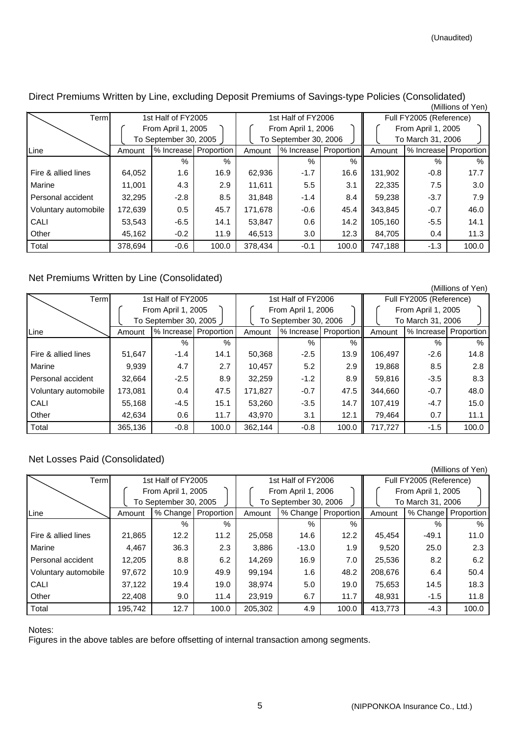(Unaudited)

## Direct Premiums Written by Line, excluding Deposit Premiums of Savings-type Policies (Consolidated)

(Millions of Yen)

| Term | 1st Half of FY2005 (From April 1, 2005 To September 30, 2005) | | | 1st Half of FY2006 (From April 1, 2006 To September 30, 2006) | | | Full FY2005 (Reference) (From April 1, 2005 To March 31, 2006) | | |
|---|---|---|---|---|---|---|---|---|---|
| Line | Amount | % Increase | Proportion | Amount | % Increase | Proportion | Amount | % Increase | Proportion |
| | | % | % | | % | % | | % | % |
| Fire & allied lines | 64,052 | 1.6 | 16.9 | 62,936 | -1.7 | 16.6 | 131,902 | -0.8 | 17.7 |
| Marine | 11,001 | 4.3 | 2.9 | 11,611 | 5.5 | 3.1 | 22,335 | 7.5 | 3.0 |
| Personal accident | 32,295 | -2.8 | 8.5 | 31,848 | -1.4 | 8.4 | 59,238 | -3.7 | 7.9 |
| Voluntary automobile | 172,639 | 0.5 | 45.7 | 171,678 | -0.6 | 45.4 | 343,845 | -0.7 | 46.0 |
| CALI | 53,543 | -6.5 | 14.1 | 53,847 | 0.6 | 14.2 | 105,160 | -5.5 | 14.1 |
| Other | 45,162 | -0.2 | 11.9 | 46,513 | 3.0 | 12.3 | 84,705 | 0.4 | 11.3 |
| Total | 378,694 | -0.6 | 100.0 | 378,434 | -0.1 | 100.0 | 747,188 | -1.3 | 100.0 |

## Net Premiums Written by Line (Consolidated)

(Millions of Yen)

| Term | 1st Half of FY2005 (From April 1, 2005 To September 30, 2005) | | | 1st Half of FY2006 (From April 1, 2006 To September 30, 2006) | | | Full FY2005 (Reference) (From April 1, 2005 To March 31, 2006) | | |
|---|---|---|---|---|---|---|---|---|---|
| Line | Amount | % Increase | Proportion | Amount | % Increase | Proportion | Amount | % Increase | Proportion |
| | | % | % | | % | % | | % | % |
| Fire & allied lines | 51,647 | -1.4 | 14.1 | 50,368 | -2.5 | 13.9 | 106,497 | -2.6 | 14.8 |
| Marine | 9,939 | 4.7 | 2.7 | 10,457 | 5.2 | 2.9 | 19,868 | 8.5 | 2.8 |
| Personal accident | 32,664 | -2.5 | 8.9 | 32,259 | -1.2 | 8.9 | 59,816 | -3.5 | 8.3 |
| Voluntary automobile | 173,081 | 0.4 | 47.5 | 171,827 | -0.7 | 47.5 | 344,660 | -0.7 | 48.0 |
| CALI | 55,168 | -4.5 | 15.1 | 53,260 | -3.5 | 14.7 | 107,419 | -4.7 | 15.0 |
| Other | 42,634 | 0.6 | 11.7 | 43,970 | 3.1 | 12.1 | 79,464 | 0.7 | 11.1 |
| Total | 365,136 | -0.8 | 100.0 | 362,144 | -0.8 | 100.0 | 717,727 | -1.5 | 100.0 |

## Net Losses Paid (Consolidated)

(Millions of Yen)

| Term | 1st Half of FY2005 (From April 1, 2005 To September 30, 2005) | | | 1st Half of FY2006 (From April 1, 2006 To September 30, 2006) | | | Full FY2005 (Reference) (From April 1, 2005 To March 31, 2006) | | |
|---|---|---|---|---|---|---|---|---|---|
| Line | Amount | % Change | Proportion | Amount | % Change | Proportion | Amount | % Change | Proportion |
| | | % | % | | % | % | | % | % |
| Fire & allied lines | 21,865 | 12.2 | 11.2 | 25,058 | 14.6 | 12.2 | 45,454 | -49.1 | 11.0 |
| Marine | 4,467 | 36.3 | 2.3 | 3,886 | -13.0 | 1.9 | 9,520 | 25.0 | 2.3 |
| Personal accident | 12,205 | 8.8 | 6.2 | 14,269 | 16.9 | 7.0 | 25,536 | 8.2 | 6.2 |
| Voluntary automobile | 97,672 | 10.9 | 49.9 | 99,194 | 1.6 | 48.2 | 208,676 | 6.4 | 50.4 |
| CALI | 37,122 | 19.4 | 19.0 | 38,974 | 5.0 | 19.0 | 75,653 | 14.5 | 18.3 |
| Other | 22,408 | 9.0 | 11.4 | 23,919 | 6.7 | 11.7 | 48,931 | -1.5 | 11.8 |
| Total | 195,742 | 12.7 | 100.0 | 205,302 | 4.9 | 100.0 | 413,773 | -4.3 | 100.0 |

Notes:
Figures in the above tables are before offsetting of internal transaction among segments.

(NIPPONKOA Insurance Co., Ltd.)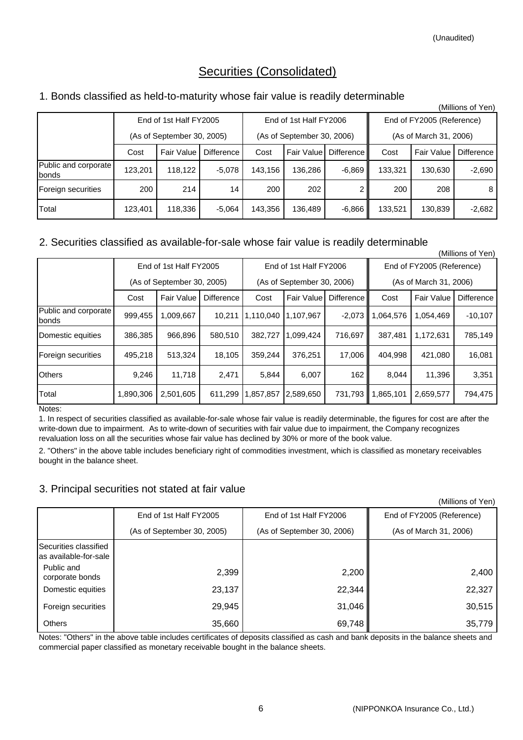(Unaudited)

# Securities (Consolidated)

## 1. Bonds classified as held-to-maturity whose fair value is readily determinable

(Millions of Yen)

| | End of 1st Half FY2005 (As of September 30, 2005) | | | End of 1st Half FY2006 (As of September 30, 2006) | | | End of FY2005 (Reference) (As of March 31, 2006) | | |
|---|---|---|---|---|---|---|---|---|---|
| | Cost | Fair Value | Difference | Cost | Fair Value | Difference | Cost | Fair Value | Difference |
| Public and corporate bonds | 123,201 | 118,122 | -5,078 | 143,156 | 136,286 | -6,869 | 133,321 | 130,630 | -2,690 |
| Foreign securities | 200 | 214 | 14 | 200 | 202 | 2 | 200 | 208 | 8 |
| Total | 123,401 | 118,336 | -5,064 | 143,356 | 136,489 | -6,866 | 133,521 | 130,839 | -2,682 |

## 2. Securities classified as available-for-sale whose fair value is readily determinable

(Millions of Yen)

| | End of 1st Half FY2005 (As of September 30, 2005) | | | End of 1st Half FY2006 (As of September 30, 2006) | | | End of FY2005 (Reference) (As of March 31, 2006) | | |
|---|---|---|---|---|---|---|---|---|---|
| | Cost | Fair Value | Difference | Cost | Fair Value | Difference | Cost | Fair Value | Difference |
| Public and corporate bonds | 999,455 | 1,009,667 | 10,211 | 1,110,040 | 1,107,967 | -2,073 | 1,064,576 | 1,054,469 | -10,107 |
| Domestic equities | 386,385 | 966,896 | 580,510 | 382,727 | 1,099,424 | 716,697 | 387,481 | 1,172,631 | 785,149 |
| Foreign securities | 495,218 | 513,324 | 18,105 | 359,244 | 376,251 | 17,006 | 404,998 | 421,080 | 16,081 |
| Others | 9,246 | 11,718 | 2,471 | 5,844 | 6,007 | 162 | 8,044 | 11,396 | 3,351 |
| Total | 1,890,306 | 2,501,605 | 611,299 | 1,857,857 | 2,589,650 | 731,793 | 1,865,101 | 2,659,577 | 794,475 |

Notes:

1. In respect of securities classified as available-for-sale whose fair value is readily determinable, the figures for cost are after the write-down due to impairment. As to write-down of securities with fair value due to impairment, the Company recognizes revaluation loss on all the securities whose fair value has declined by 30% or more of the book value.

2. "Others" in the above table includes beneficiary right of commodities investment, which is classified as monetary receivables bought in the balance sheet.

## 3. Principal securities not stated at fair value

(Millions of Yen)

| | End of 1st Half FY2005 (As of September 30, 2005) | End of 1st Half FY2006 (As of September 30, 2006) | End of FY2005 (Reference) (As of March 31, 2006) |
|---|---|---|---|
| Securities classified as available-for-sale | | | |
| Public and corporate bonds | 2,399 | 2,200 | 2,400 |
| Domestic equities | 23,137 | 22,344 | 22,327 |
| Foreign securities | 29,945 | 31,046 | 30,515 |
| Others | 35,660 | 69,748 | 35,779 |

Notes: "Others" in the above table includes certificates of deposits classified as cash and bank deposits in the balance sheets and commercial paper classified as monetary receivable bought in the balance sheets.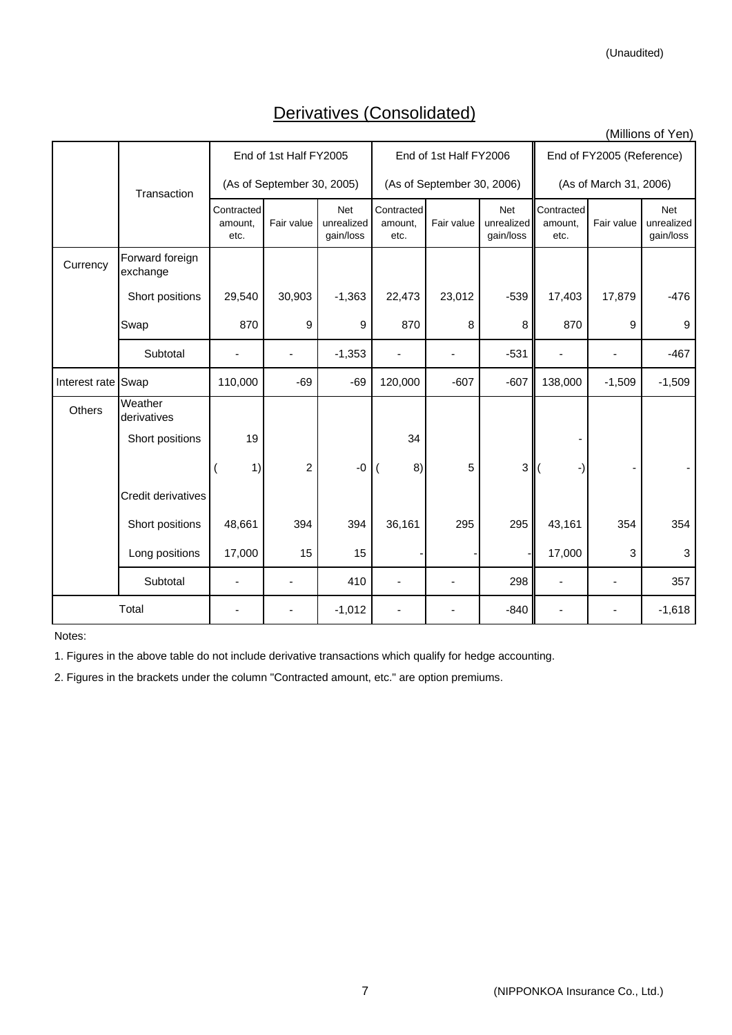(Unaudited)

# Derivatives (Consolidated)

(Millions of Yen)

| | Transaction | End of 1st Half FY2005 (As of September 30, 2005) | | | End of 1st Half FY2006 (As of September 30, 2006) | | | End of FY2005 (Reference) (As of March 31, 2006) | | |
|---|---|---|---|---|---|---|---|---|---|---|
| | | Contracted amount, etc. | Fair value | Net unrealized gain/loss | Contracted amount, etc. | Fair value | Net unrealized gain/loss | Contracted amount, etc. | Fair value | Net unrealized gain/loss |
| Currency | Forward foreign exchange | | | | | | | | | |
| | Short positions | 29,540 | 30,903 | -1,363 | 22,473 | 23,012 | -539 | 17,403 | 17,879 | -476 |
| | Swap | 870 | 9 | 9 | 870 | 8 | 8 | 870 | 9 | 9 |
| | Subtotal | - | - | -1,353 | - | - | -531 | - | - | -467 |
| Interest rate | Swap | 110,000 | -69 | -69 | 120,000 | -607 | -607 | 138,000 | -1,509 | -1,509 |
| Others | Weather derivatives | | | | | | | | | |
| | Short positions | 19 | | | 34 | | | - | | |
| | | ( 1) | 2 | -0 | ( 8) | 5 | 3 | ( -) | - | - |
| | Credit derivatives | | | | | | | | | |
| | Short positions | 48,661 | 394 | 394 | 36,161 | 295 | 295 | 43,161 | 354 | 354 |
| | Long positions | 17,000 | 15 | 15 | - | - | - | 17,000 | 3 | 3 |
| | Subtotal | - | - | 410 | - | - | 298 | - | - | 357 |
| Total | | - | - | -1,012 | - | - | -840 | - | - | -1,618 |

Notes:

1. Figures in the above table do not include derivative transactions which qualify for hedge accounting.

2. Figures in the brackets under the column "Contracted amount, etc." are option premiums.

(NIPPONKOA Insurance Co., Ltd.)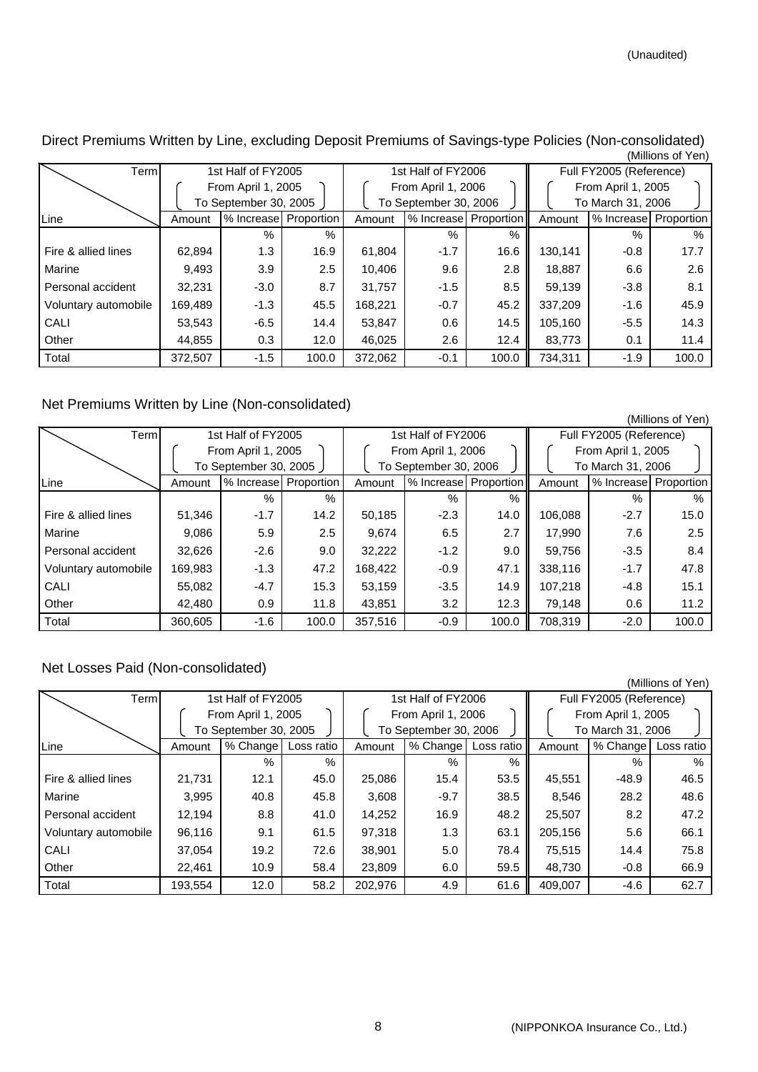(Unaudited)

## Direct Premiums Written by Line, excluding Deposit Premiums of Savings-type Policies (Non-consolidated)

(Millions of Yen)

| Term | 1st Half of FY2005 | | | 1st Half of FY2006 | | | Full FY2005 (Reference) | | |
|---|---|---|---|---|---|---|---|---|---|
| | From April 1, 2005 To September 30, 2005 | | | From April 1, 2006 To September 30, 2006 | | | From April 1, 2005 To March 31, 2006 | | |
| Line | Amount | % Increase | Proportion | Amount | % Increase | Proportion | Amount | % Increase | Proportion |
| | | % | % | | % | % | | % | % |
| Fire & allied lines | 62,894 | 1.3 | 16.9 | 61,804 | -1.7 | 16.6 | 130,141 | -0.8 | 17.7 |
| Marine | 9,493 | 3.9 | 2.5 | 10,406 | 9.6 | 2.8 | 18,887 | 6.6 | 2.6 |
| Personal accident | 32,231 | -3.0 | 8.7 | 31,757 | -1.5 | 8.5 | 59,139 | -3.8 | 8.1 |
| Voluntary automobile | 169,489 | -1.3 | 45.5 | 168,221 | -0.7 | 45.2 | 337,209 | -1.6 | 45.9 |
| CALI | 53,543 | -6.5 | 14.4 | 53,847 | 0.6 | 14.5 | 105,160 | -5.5 | 14.3 |
| Other | 44,855 | 0.3 | 12.0 | 46,025 | 2.6 | 12.4 | 83,773 | 0.1 | 11.4 |
| Total | 372,507 | -1.5 | 100.0 | 372,062 | -0.1 | 100.0 | 734,311 | -1.9 | 100.0 |

## Net Premiums Written by Line (Non-consolidated)

(Millions of Yen)

| Term | 1st Half of FY2005 | | | 1st Half of FY2006 | | | Full FY2005 (Reference) | | |
|---|---|---|---|---|---|---|---|---|---|
| | From April 1, 2005 To September 30, 2005 | | | From April 1, 2006 To September 30, 2006 | | | From April 1, 2005 To March 31, 2006 | | |
| Line | Amount | % Increase | Proportion | Amount | % Increase | Proportion | Amount | % Increase | Proportion |
| | | % | % | | % | % | | % | % |
| Fire & allied lines | 51,346 | -1.7 | 14.2 | 50,185 | -2.3 | 14.0 | 106,088 | -2.7 | 15.0 |
| Marine | 9,086 | 5.9 | 2.5 | 9,674 | 6.5 | 2.7 | 17,990 | 7.6 | 2.5 |
| Personal accident | 32,626 | -2.6 | 9.0 | 32,222 | -1.2 | 9.0 | 59,756 | -3.5 | 8.4 |
| Voluntary automobile | 169,983 | -1.3 | 47.2 | 168,422 | -0.9 | 47.1 | 338,116 | -1.7 | 47.8 |
| CALI | 55,082 | -4.7 | 15.3 | 53,159 | -3.5 | 14.9 | 107,218 | -4.8 | 15.1 |
| Other | 42,480 | 0.9 | 11.8 | 43,851 | 3.2 | 12.3 | 79,148 | 0.6 | 11.2 |
| Total | 360,605 | -1.6 | 100.0 | 357,516 | -0.9 | 100.0 | 708,319 | -2.0 | 100.0 |

## Net Losses Paid (Non-consolidated)

(Millions of Yen)

| Term | 1st Half of FY2005 | | | 1st Half of FY2006 | | | Full FY2005 (Reference) | | |
|---|---|---|---|---|---|---|---|---|---|
| | From April 1, 2005 To September 30, 2005 | | | From April 1, 2006 To September 30, 2006 | | | From April 1, 2005 To March 31, 2006 | | |
| Line | Amount | % Change | Loss ratio | Amount | % Change | Loss ratio | Amount | % Change | Loss ratio |
| | | % | % | | % | % | | % | % |
| Fire & allied lines | 21,731 | 12.1 | 45.0 | 25,086 | 15.4 | 53.5 | 45,551 | -48.9 | 46.5 |
| Marine | 3,995 | 40.8 | 45.8 | 3,608 | -9.7 | 38.5 | 8,546 | 28.2 | 48.6 |
| Personal accident | 12,194 | 8.8 | 41.0 | 14,252 | 16.9 | 48.2 | 25,507 | 8.2 | 47.2 |
| Voluntary automobile | 96,116 | 9.1 | 61.5 | 97,318 | 1.3 | 63.1 | 205,156 | 5.6 | 66.1 |
| CALI | 37,054 | 19.2 | 72.6 | 38,901 | 5.0 | 78.4 | 75,515 | 14.4 | 75.8 |
| Other | 22,461 | 10.9 | 58.4 | 23,809 | 6.0 | 59.5 | 48,730 | -0.8 | 66.9 |
| Total | 193,554 | 12.0 | 58.2 | 202,976 | 4.9 | 61.6 | 409,007 | -4.6 | 62.7 |

(NIPPONKOA Insurance Co., Ltd.)